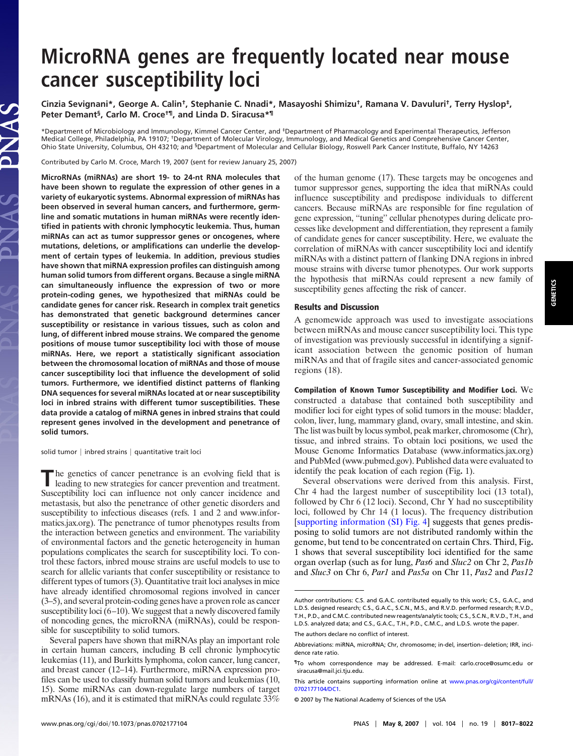# MicroRNA genes are frequently located near mouse cancer susceptibility loci

Cinzia Sevignani*, George A. Calin†, Stephanie C. Nnadi*, Masayoshi Shimizu†, Ramana V. Davuluri†, Terry Hyslop‡, Peter Demant§, Carlo M. Croce†¶, and Linda D. Siracusa*¶

*Department of Microbiology and Immunology, Kimmel Cancer Center, and ‡Department of Pharmacology and Experimental Therapeutics, Jefferson Medical College, Philadelphia, PA 19107; †Department of Molecular Virology, Immunology, and Medical Genetics and Comprehensive Cancer Center, Ohio State University, Columbus, OH 43210; and §Department of Molecular and Cellular Biology, Roswell Park Cancer Institute, Buffalo, NY 14263

Contributed by Carlo M. Croce, March 19, 2007 (sent for review January 25, 2007)

**MicroRNAs (miRNAs) are short 19- to 24-nt RNA molecules that have been shown to regulate the expression of other genes in a variety of eukaryotic systems. Abnormal expression of miRNAs has been observed in several human cancers, and furthermore, germline and somatic mutations in human miRNAs were recently identified in patients with chronic lymphocytic leukemia. Thus, human miRNAs can act as tumor suppressor genes or oncogenes, where mutations, deletions, or amplifications can underlie the development of certain types of leukemia. In addition, previous studies have shown that miRNA expression profiles can distinguish among human solid tumors from different organs. Because a single miRNA can simultaneously influence the expression of two or more protein-coding genes, we hypothesized that miRNAs could be candidate genes for cancer risk. Research in complex trait genetics has demonstrated that genetic background determines cancer susceptibility or resistance in various tissues, such as colon and lung, of different inbred mouse strains. We compared the genome positions of mouse tumor susceptibility loci with those of mouse miRNAs. Here, we report a statistically significant association between the chromosomal location of miRNAs and those of mouse cancer susceptibility loci that influence the development of solid tumors. Furthermore, we identified distinct patterns of flanking DNA sequences for several miRNAs located at or near susceptibility loci in inbred strains with different tumor susceptibilities. These data provide a catalog of miRNA genes in inbred strains that could represent genes involved in the development and penetrance of solid tumors.**

solid tumor | inbred strains | quantitative trait loci

The genetics of cancer penetrance is an evolving field that is leading to new strategies for cancer prevention and treatment. Susceptibility loci can influence not only cancer incidence and metastasis, but also the penetrance of other genetic disorders and susceptibility to infectious diseases (refs. 1 and 2 and www.informatics.jax.org). The penetrance of tumor phenotypes results from the interaction between genetics and environment. The variability of environmental factors and the genetic heterogeneity in human populations complicates the search for susceptibility loci. To control these factors, inbred mouse strains are useful models to use to search for allelic variants that confer susceptibility or resistance to different types of tumors (3). Quantitative trait loci analyses in mice have already identified chromosomal regions involved in cancer (3–5), and several protein-coding genes have a proven role as cancer susceptibility loci (6–10). We suggest that a newly discovered family of noncoding genes, the microRNA (miRNAs), could be responsible for susceptibility to solid tumors.

Several papers have shown that miRNAs play an important role in certain human cancers, including B cell chronic lymphocytic leukemias (11), and Burkitts lymphoma, colon cancer, lung cancer, and breast cancer (12–14). Furthermore, miRNA expression profiles can be used to classify human solid tumors and leukemias (10, 15). Some miRNAs can down-regulate large numbers of target mRNAs (16), and it is estimated that miRNAs could regulate 33% of the human genome (17). These targets may be oncogenes and tumor suppressor genes, supporting the idea that miRNAs could influence susceptibility and predispose individuals to different cancers. Because miRNAs are responsible for fine regulation of gene expression, "tuning" cellular phenotypes during delicate processes like development and differentiation, they represent a family of candidate genes for cancer susceptibility. Here, we evaluate the correlation of miRNAs with cancer susceptibility loci and identify miRNAs with a distinct pattern of flanking DNA regions in inbred mouse strains with diverse tumor phenotypes. Our work supports the hypothesis that miRNAs could represent a new family of susceptibility genes affecting the risk of cancer.

## Results and Discussion

A genomewide approach was used to investigate associations between miRNAs and mouse cancer susceptibility loci. This type of investigation was previously successful in identifying a significant association between the genomic position of human miRNAs and that of fragile sites and cancer-associated genomic regions (18).

**Compilation of Known Tumor Susceptibility and Modifier Loci.** We constructed a database that contained both susceptibility and modifier loci for eight types of solid tumors in the mouse: bladder, colon, liver, lung, mammary gland, ovary, small intestine, and skin. The list was built by locus symbol, peak marker, chromosome (Chr), tissue, and inbred strains. To obtain loci positions, we used the Mouse Genome Informatics Database (www.informatics.jax.org) and PubMed (www.pubmed.gov). Published data were evaluated to identify the peak location of each region (Fig. 1).

Several observations were derived from this analysis. First, Chr 4 had the largest number of susceptibility loci (13 total), followed by Chr 6 (12 loci). Second, Chr Y had no susceptibility loci, followed by Chr 14 (1 locus). The frequency distribution [supporting information (SI) Fig. 4] suggests that genes predisposing to solid tumors are not distributed randomly within the genome, but tend to be concentrated on certain Chrs. Third, Fig. 1 shows that several susceptibility loci identified for the same organ overlap (such as for lung, *Pas6* and *Sluc2* on Chr 2, *Pas1b* and *Sluc3* on Chr 6, *Par1* and *Pas5a* on Chr 11, *Pas2* and *Pas12*

---

Author contributions: C.S. and G.A.C. contributed equally to this work; C.S., G.A.C., and L.D.S. designed research; C.S., G.A.C., S.C.N., M.S., and R.V.D. performed research; R.V.D., T.H., P.D., and C.M.C. contributed new reagents/analytic tools; C.S., S.C.N., R.V.D., T.H., and L.D.S. analyzed data; and C.S., G.A.C., T.H., P.D., C.M.C., and L.D.S. wrote the paper.

The authors declare no conflict of interest.

Abbreviations: miRNA, microRNA; Chr, chromosome; in-del, insertion–deletion; IRR, incidence rate ratio.

¶To whom correspondence may be addressed. E-mail: carlo.croce@osumc.edu or siracusa@mail.jci.tju.edu.

This article contains supporting information online at www.pnas.org/cgi/content/full/0702177104/DC1.

© 2007 by The National Academy of Sciences of the USA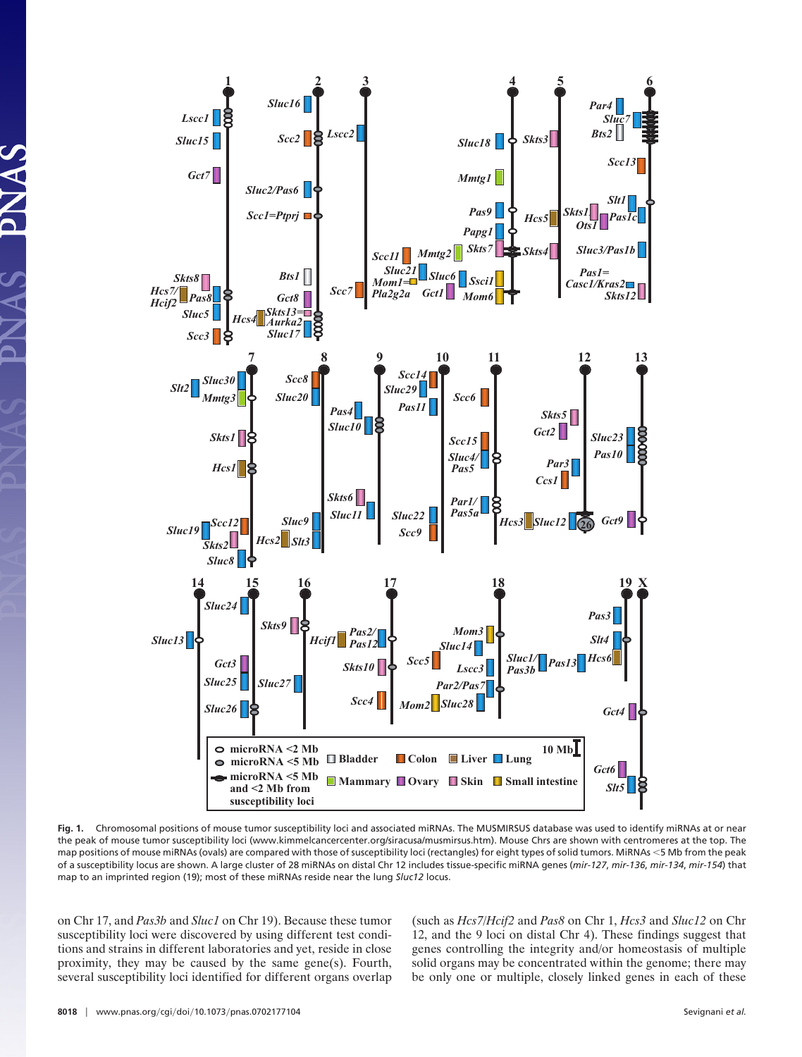**Fig. 1.** Chromosomal positions of mouse tumor susceptibility loci and associated miRNAs. The MUSMIRSUS database was used to identify miRNAs at or near the peak of mouse tumor susceptibility loci (www.kimmelcancercenter.org/siracusa/musmirsus.htm). Mouse Chrs are shown with centromeres at the top. The map positions of mouse miRNAs (ovals) are compared with those of susceptibility loci (rectangles) for eight types of solid tumors. MiRNAs <5 Mb from the peak of a susceptibility locus are shown. A large cluster of 28 miRNAs on distal Chr 12 includes tissue-specific miRNA genes (*mir-127*, *mir-136*, *mir-134*, *mir-154*) that map to an imprinted region (19); most of these miRNAs reside near the lung *Sluc12* locus.

on Chr 17, and *Pas3b* and *Sluc1* on Chr 19). Because these tumor susceptibility loci were discovered by using different test conditions and strains in different laboratories and yet, reside in close proximity, they may be caused by the same gene(s). Fourth, several susceptibility loci identified for different organs overlap (such as *Hcs7*/*Hcif2* and *Pas8* on Chr 1, *Hcs3* and *Sluc12* on Chr 12, and the 9 loci on distal Chr 4). These findings suggest that genes controlling the integrity and/or homeostasis of multiple solid organs may be concentrated within the genome; there may be only one or multiple, closely linked genes in each of these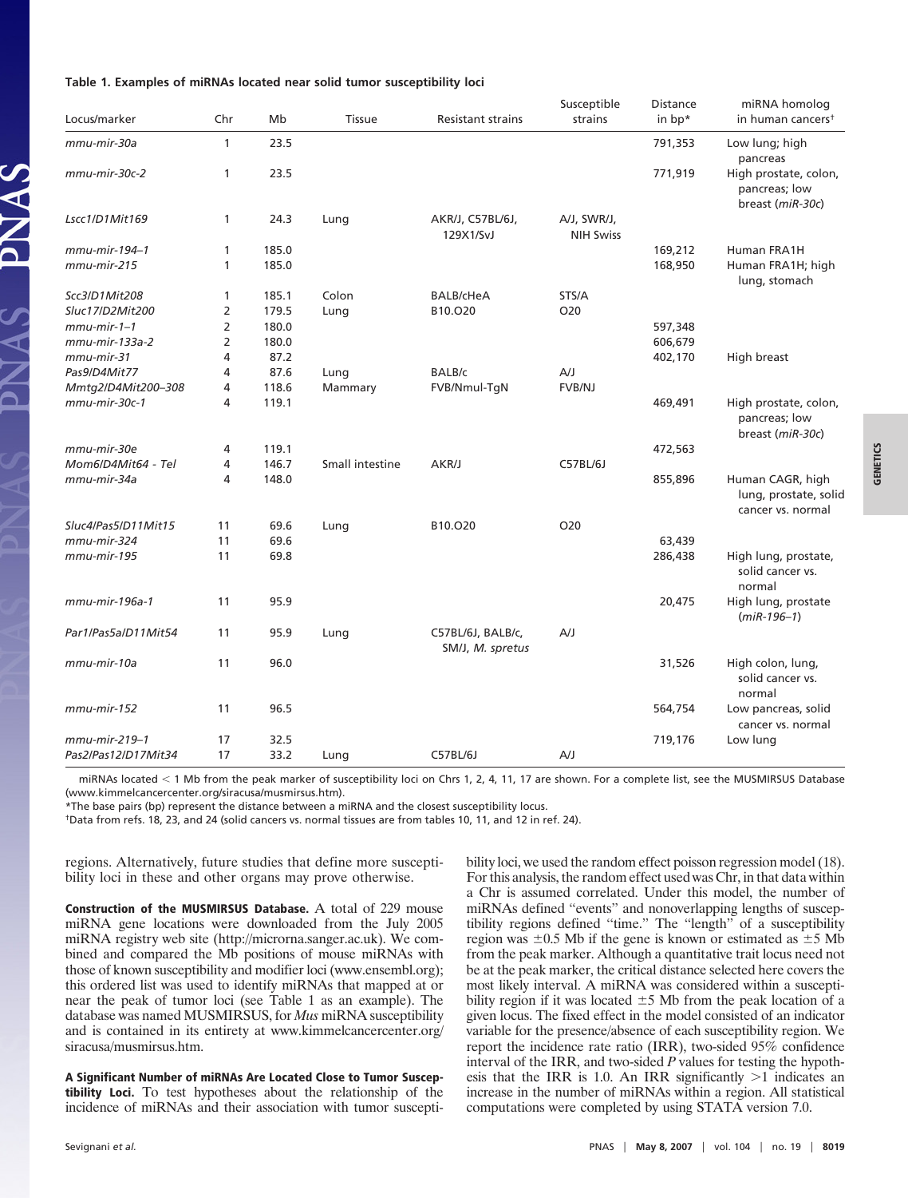**Table 1. Examples of miRNAs located near solid tumor susceptibility loci**

| Locus/marker | Chr | Mb | Tissue | Resistant strains | Susceptible strains | Distance in bp* | miRNA homolog in human cancers† |
|---|---|---|---|---|---|---|---|
| *mmu-mir-30a* | 1 | 23.5 | | | | 791,353 | Low lung; high pancreas |
| *mmu-mir-30c-2* | 1 | 23.5 | | | | 771,919 | High prostate, colon, pancreas; low breast (*miR-30c*) |
| *Lscc1/D1Mit169* | 1 | 24.3 | Lung | AKR/J, C57BL/6J, 129X1/SvJ | A/J, SWR/J, NIH Swiss | | |
| *mmu-mir-194–1* | 1 | 185.0 | | | | 169,212 | Human FRA1H |
| *mmu-mir-215* | 1 | 185.0 | | | | 168,950 | Human FRA1H; high lung, stomach |
| *Scc3/D1Mit208* | 1 | 185.1 | Colon | BALB/cHeA | STS/A | | |
| *Sluc17/D2Mit200* | 2 | 179.5 | Lung | B10.O20 | O20 | | |
| *mmu-mir-1–1* | 2 | 180.0 | | | | 597,348 | |
| *mmu-mir-133a-2* | 2 | 180.0 | | | | 606,679 | |
| *mmu-mir-31* | 4 | 87.2 | | | | 402,170 | High breast |
| *Pas9/D4Mit77* | 4 | 87.6 | Lung | BALB/c | A/J | | |
| *Mmtg2/D4Mit200–308* | 4 | 118.6 | Mammary | FVB/Nmul-TgN | FVB/NJ | | |
| *mmu-mir-30c-1* | 4 | 119.1 | | | | 469,491 | High prostate, colon, pancreas; low breast (*miR-30c*) |
| *mmu-mir-30e* | 4 | 119.1 | | | | 472,563 | |
| *Mom6/D4Mit64 - Tel* | 4 | 146.7 | Small intestine | AKR/J | C57BL/6J | | |
| *mmu-mir-34a* | 4 | 148.0 | | | | 855,896 | Human CAGR, high lung, prostate, solid cancer vs. normal |
| *Sluc4/Pas5/D11Mit15* | 11 | 69.6 | Lung | B10.O20 | O20 | | |
| *mmu-mir-324* | 11 | 69.6 | | | | 63,439 | |
| *mmu-mir-195* | 11 | 69.8 | | | | 286,438 | High lung, prostate, solid cancer vs. normal |
| *mmu-mir-196a-1* | 11 | 95.9 | | | | 20,475 | High lung, prostate (*miR-196–1*) |
| *Par1/Pas5a/D11Mit54* | 11 | 95.9 | Lung | C57BL/6J, BALB/c, SM/J, *M. spretus* | A/J | | |
| *mmu-mir-10a* | 11 | 96.0 | | | | 31,526 | High colon, lung, solid cancer vs. normal |
| *mmu-mir-152* | 11 | 96.5 | | | | 564,754 | Low pancreas, solid cancer vs. normal |
| *mmu-mir-219–1* | 17 | 32.5 | | | | 719,176 | Low lung |
| *Pas2/Pas12/D17Mit34* | 17 | 33.2 | Lung | C57BL/6J | A/J | | |

miRNAs located < 1 Mb from the peak marker of susceptibility loci on Chrs 1, 2, 4, 11, 17 are shown. For a complete list, see the MUSMIRSUS Database (www.kimmelcancercenter.org/siracusa/musmirsus.htm).

*The base pairs (bp) represent the distance between a miRNA and the closest susceptibility locus.

†Data from refs. 18, 23, and 24 (solid cancers vs. normal tissues are from tables 10, 11, and 12 in ref. 24).

regions. Alternatively, future studies that define more susceptibility loci in these and other organs may prove otherwise.

**Construction of the MUSMIRSUS Database.** A total of 229 mouse miRNA gene locations were downloaded from the July 2005 miRNA registry web site (http://microrna.sanger.ac.uk). We combined and compared the Mb positions of mouse miRNAs with those of known susceptibility and modifier loci (www.ensembl.org); this ordered list was used to identify miRNAs that mapped at or near the peak of tumor loci (see Table 1 as an example). The database was named MUSMIRSUS, for *Mus* miRNA susceptibility and is contained in its entirety at www.kimmelcancercenter.org/siracusa/musmirsus.htm.

**A Significant Number of miRNAs Are Located Close to Tumor Susceptibility Loci.** To test hypotheses about the relationship of the incidence of miRNAs and their association with tumor susceptibility loci, we used the random effect poisson regression model (18). For this analysis, the random effect used was Chr, in that data within a Chr is assumed correlated. Under this model, the number of miRNAs defined "events" and nonoverlapping lengths of susceptibility regions defined "time." The "length" of a susceptibility region was ±0.5 Mb if the gene is known or estimated as ±5 Mb from the peak marker. Although a quantitative trait locus need not be at the peak marker, the critical distance selected here covers the most likely interval. A miRNA was considered within a susceptibility region if it was located ±5 Mb from the peak location of a given locus. The fixed effect in the model consisted of an indicator variable for the presence/absence of each susceptibility region. We report the incidence rate ratio (IRR), two-sided 95% confidence interval of the IRR, and two-sided *P* values for testing the hypothesis that the IRR is 1.0. An IRR significantly >1 indicates an increase in the number of miRNAs within a region. All statistical computations were completed by using STATA version 7.0.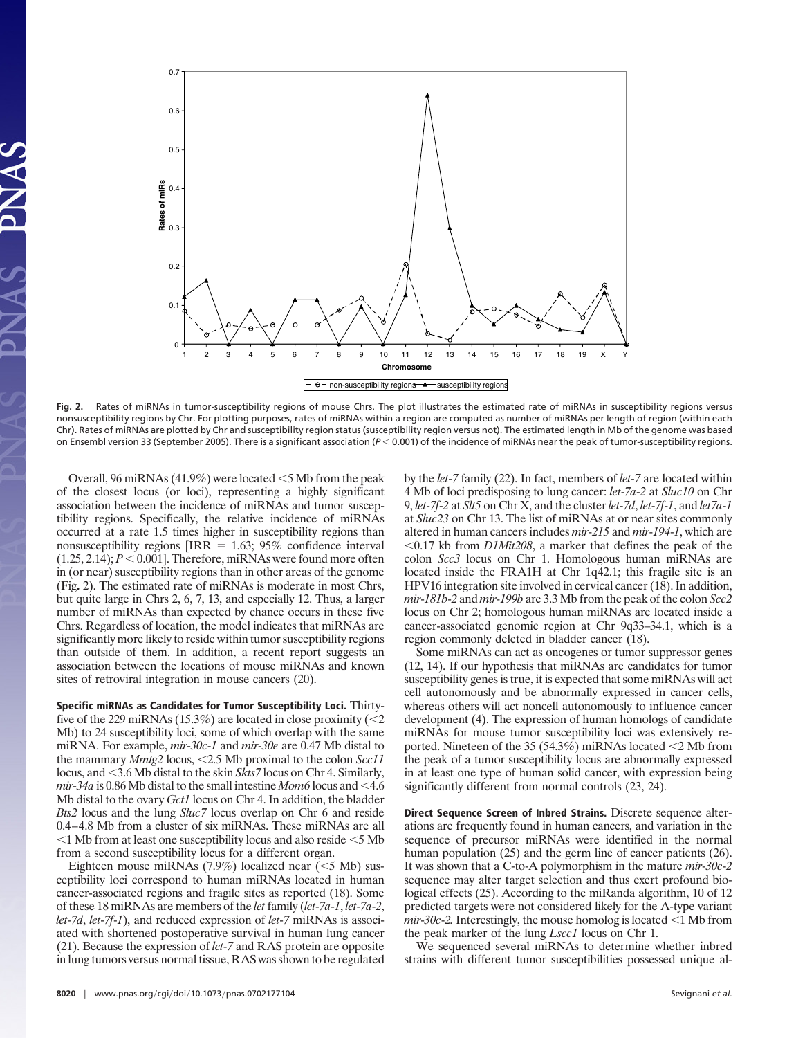**Fig. 2.** Rates of miRNAs in tumor-susceptibility regions of mouse Chrs. The plot illustrates the estimated rate of miRNAs in susceptibility regions versus nonsusceptibility regions by Chr. For plotting purposes, rates of miRNAs within a region are computed as number of miRNAs per length of region (within each Chr). Rates of miRNAs are plotted by Chr and susceptibility region status (susceptibility region versus not). The estimated length in Mb of the genome was based on Ensembl version 33 (September 2005). There is a significant association ($P < 0.001$) of the incidence of miRNAs near the peak of tumor-susceptibility regions.

Overall, 96 miRNAs (41.9%) were located <5 Mb from the peak of the closest locus (or loci), representing a highly significant association between the incidence of miRNAs and tumor susceptibility regions. Specifically, the relative incidence of miRNAs occurred at a rate 1.5 times higher in susceptibility regions than nonsusceptibility regions [IRR = 1.63; 95% confidence interval (1.25, 2.14); $P < 0.001$]. Therefore, miRNAs were found more often in (or near) susceptibility regions than in other areas of the genome (Fig. 2). The estimated rate of miRNAs is moderate in most Chrs, but quite large in Chrs 2, 6, 7, 13, and especially 12. Thus, a larger number of miRNAs than expected by chance occurs in these five Chrs. Regardless of location, the model indicates that miRNAs are significantly more likely to reside within tumor susceptibility regions than outside of them. In addition, a recent report suggests an association between the locations of mouse miRNAs and known sites of retroviral integration in mouse cancers (20).

**Specific miRNAs as Candidates for Tumor Susceptibility Loci.** Thirty-five of the 229 miRNAs (15.3%) are located in close proximity (<2 Mb) to 24 susceptibility loci, some of which overlap with the same miRNA. For example, *mir-30c-1* and *mir-30e* are 0.47 Mb distal to the mammary *Mmtg2* locus, <2.5 Mb proximal to the colon *Scc11* locus, and <3.6 Mb distal to the skin *Skts7* locus on Chr 4. Similarly, *mir-34a* is 0.86 Mb distal to the small intestine *Mom6* locus and <4.6 Mb distal to the ovary *Gct1* locus on Chr 4. In addition, the bladder *Bts2* locus and the lung *Sluc7* locus overlap on Chr 6 and reside 0.4–4.8 Mb from a cluster of six miRNAs. These miRNAs are all <1 Mb from at least one susceptibility locus and also reside <5 Mb from a second susceptibility locus for a different organ.

Eighteen mouse miRNAs (7.9%) localized near (<5 Mb) susceptibility loci correspond to human miRNAs located in human cancer-associated regions and fragile sites as reported (18). Some of these 18 miRNAs are members of the *let* family (*let-7a-1*, *let-7a-2*, *let-7d*, *let-7f-1*), and reduced expression of *let-7* miRNAs is associated with shortened postoperative survival in human lung cancer (21). Because the expression of *let-7* and RAS protein are opposite in lung tumors versus normal tissue, RAS was shown to be regulated by the *let-7* family (22). In fact, members of *let-7* are located within 4 Mb of loci predisposing to lung cancer: *let-7a-2* at *Sluc10* on Chr 9, *let-7f-2* at *Slt5* on Chr X, and the cluster *let-7d*, *let-7f-1*, and *let7a-1* at *Sluc23* on Chr 13. The list of miRNAs at or near sites commonly altered in human cancers includes *mir-215* and *mir-194-1*, which are <0.17 kb from *D1Mit208*, a marker that defines the peak of the colon *Scc3* locus on Chr 1. Homologous human miRNAs are located inside the FRA1H at Chr 1q42.1; this fragile site is an HPV16 integration site involved in cervical cancer (18). In addition, *mir-181b-2* and *mir-199b* are 3.3 Mb from the peak of the colon *Scc2* locus on Chr 2; homologous human miRNAs are located inside a cancer-associated genomic region at Chr 9q33–34.1, which is a region commonly deleted in bladder cancer (18).

Some miRNAs can act as oncogenes or tumor suppressor genes (12, 14). If our hypothesis that miRNAs are candidates for tumor susceptibility genes is true, it is expected that some miRNAs will act cell autonomously and be abnormally expressed in cancer cells, whereas others will act noncell autonomously to influence cancer development (4). The expression of human homologs of candidate miRNAs for mouse tumor susceptibility loci was extensively reported. Nineteen of the 35 (54.3%) miRNAs located <2 Mb from the peak of a tumor susceptibility locus are abnormally expressed in at least one type of human solid cancer, with expression being significantly different from normal controls (23, 24).

**Direct Sequence Screen of Inbred Strains.** Discrete sequence alterations are frequently found in human cancers, and variation in the sequence of precursor miRNAs were identified in the normal human population (25) and the germ line of cancer patients (26). It was shown that a C-to-A polymorphism in the mature *mir-30c-2* sequence may alter target selection and thus exert profound biological effects (25). According to the miRanda algorithm, 10 of 12 predicted targets were not considered likely for the A-type variant *mir-30c-2*. Interestingly, the mouse homolog is located <1 Mb from the peak marker of the lung *Lscc1* locus on Chr 1.

We sequenced several miRNAs to determine whether inbred strains with different tumor susceptibilities possessed unique al-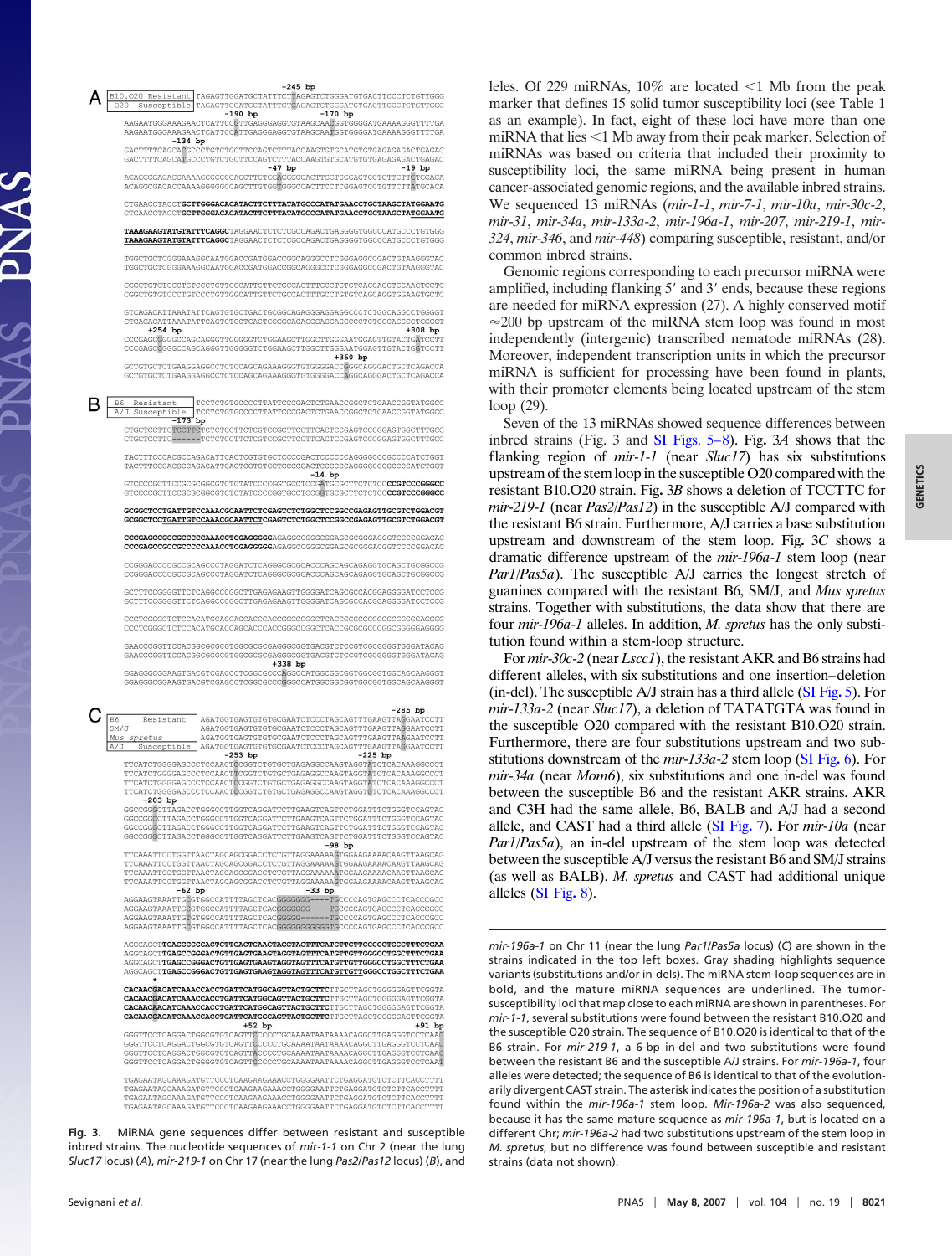leles. Of 229 miRNAs, 10% are located <1 Mb from the peak marker that defines 15 solid tumor susceptibility loci (see Table 1 as an example). In fact, eight of these loci have more than one miRNA that lies <1 Mb away from their peak marker. Selection of miRNAs was based on criteria that included their proximity to susceptibility loci, the same miRNA being present in human cancer-associated genomic regions, and the available inbred strains. We sequenced 13 miRNAs (*mir-1-1*, *mir-7-1*, *mir-10a*, *mir-30c-2*, *mir-31*, *mir-34a*, *mir-133a-2*, *mir-196a-1*, *mir-207*, *mir-219-1*, *mir-324*, *mir-346*, and *mir-448*) comparing susceptible, resistant, and/or common inbred strains.

Genomic regions corresponding to each precursor miRNA were amplified, including flanking 5′ and 3′ ends, because these regions are needed for miRNA expression (27). A highly conserved motif ≈200 bp upstream of the miRNA stem loop was found in most independently (intergenic) transcribed nematode miRNAs (28). Moreover, independent transcription units in which the precursor miRNA is sufficient for processing have been found in plants, with their promoter elements being located upstream of the stem loop (29).

Seven of the 13 miRNAs showed sequence differences between inbred strains (Fig. 3 and SI Figs. 5–8). Fig. 3*A* shows that the flanking region of *mir-1-1* (near *Sluc17*) has six substitutions upstream of the stem loop in the susceptible O20 compared with the resistant B10.O20 strain. Fig. 3*B* shows a deletion of TCCTTC for *mir-219-1* (near *Pas2*/*Pas12*) in the susceptible A/J compared with the resistant B6 strain. Furthermore, A/J carries a base substitution upstream and downstream of the stem loop. Fig. 3*C* shows a dramatic difference upstream of the *mir-196a-1* stem loop (near *Par1*/*Pas5a*). The susceptible A/J carries the longest stretch of guanines compared with the resistant B6, SM/J, and *Mus spretus* strains. Together with substitutions, the data show that there are four *mir-196a-1* alleles. In addition, *M. spretus* has the only substitution found within a stem-loop structure.

For *mir-30c-2* (near *Lscc1*), the resistant AKR and B6 strains had different alleles, with six substitutions and one insertion–deletion (in-del). The susceptible A/J strain has a third allele (SI Fig. 5). For *mir-133a-2* (near *Sluc17*), a deletion of TATATGTA was found in the susceptible O20 compared with the resistant B10.O20 strain. Furthermore, there are four substitutions upstream and two substitutions downstream of the *mir-133a-2* stem loop (SI Fig. 6). For *mir-34a* (near *Mom6*), six substitutions and one in-del was found between the susceptible B6 and the resistant AKR strains. AKR and C3H had the same allele, B6, BALB and A/J had a second allele, and CAST had a third allele (SI Fig. 7). For *mir-10a* (near *Par1*/*Pas5a*), an in-del upstream of the stem loop was detected between the susceptible A/J versus the resistant B6 and SM/J strains (as well as BALB). *M. spretus* and CAST had additional unique alleles (SI Fig. 8).

**Fig. 3.** MiRNA gene sequences differ between resistant and susceptible inbred strains. The nucleotide sequences of *mir-1-1* on Chr 2 (near the lung *Sluc17* locus) (*A*), *mir-219-1* on Chr 17 (near the lung *Pas2*/*Pas12* locus) (*B*), and *mir-196a-1* on Chr 11 (near the lung *Par1*/*Pas5a* locus) (*C*) are shown in the strains indicated in the top left boxes. Gray shading highlights sequence variants (substitutions and/or in-dels). The miRNA stem-loop sequences are in bold, and the mature miRNA sequences are underlined. The tumor-susceptibility loci that map close to each miRNA are shown in parentheses. For *mir-1-1*, several substitutions were found between the resistant B10.O20 and the susceptible O20 strain. The sequence of B10.O20 is identical to that of the B6 strain. For *mir-219-1*, a 6-bp in-del and two substitutions were found between the resistant B6 and the susceptible A/J strains. For *mir-196a-1*, four alleles were detected; the sequence of B6 is identical to that of the evolutionarily divergent CAST strain. The asterisk indicates the position of a substitution found within the *mir-196a-1* stem loop. *Mir-196a-2* was also sequenced, because it has the same mature sequence as *mir-196a-1*, but is located on a different Chr; *mir-196a-2* had two substitutions upstream of the stem loop in *M. spretus*, but no difference was found between susceptible and resistant strains (data not shown).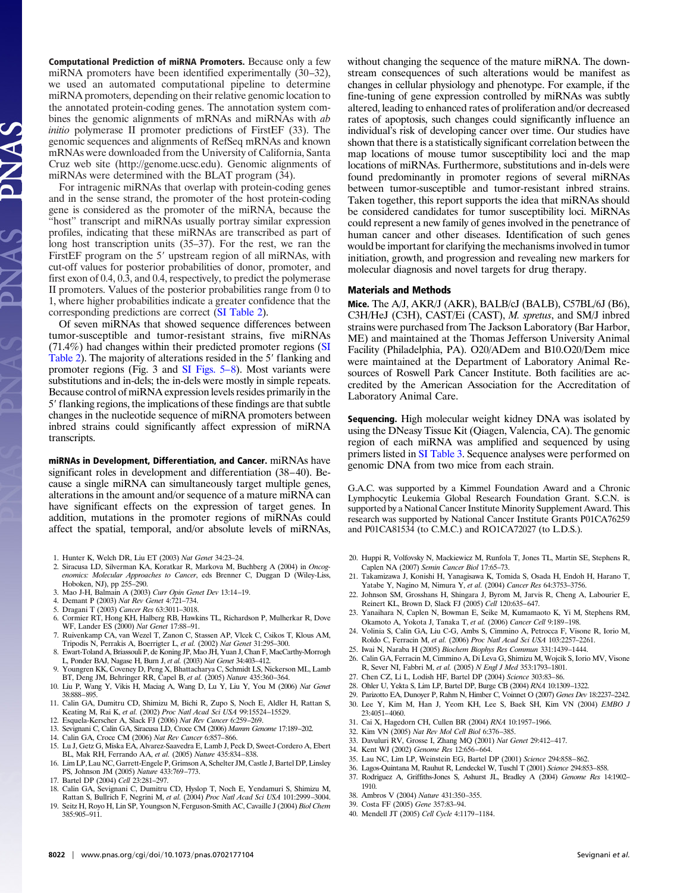**Computational Prediction of miRNA Promoters.** Because only a few miRNA promoters have been identified experimentally (30–32), we used an automated computational pipeline to determine miRNA promoters, depending on their relative genomic location to the annotated protein-coding genes. The annotation system combines the genomic alignments of mRNAs and miRNAs with *ab initio* polymerase II promoter predictions of FirstEF (33). The genomic sequences and alignments of RefSeq mRNAs and known mRNAs were downloaded from the University of California, Santa Cruz web site (http://genome.ucsc.edu). Genomic alignments of miRNAs were determined with the BLAT program (34).

For intragenic miRNAs that overlap with protein-coding genes and in the sense strand, the promoter of the host protein-coding gene is considered as the promoter of the miRNA, because the "host" transcript and miRNAs usually portray similar expression profiles, indicating that these miRNAs are transcribed as part of long host transcription units (35–37). For the rest, we ran the FirstEF program on the 5′ upstream region of all miRNAs, with cut-off values for posterior probabilities of donor, promoter, and first exon of 0.4, 0.3, and 0.4, respectively, to predict the polymerase II promoters. Values of the posterior probabilities range from 0 to 1, where higher probabilities indicate a greater confidence that the corresponding predictions are correct (SI Table 2).

Of seven miRNAs that showed sequence differences between tumor-susceptible and tumor-resistant strains, five miRNAs (71.4%) had changes within their predicted promoter regions (SI Table 2). The majority of alterations resided in the 5′ flanking and promoter regions (Fig. 3 and SI Figs. 5–8). Most variants were substitutions and in-dels; the in-dels were mostly in simple repeats. Because control of miRNA expression levels resides primarily in the 5′ flanking regions, the implications of these findings are that subtle changes in the nucleotide sequence of miRNA promoters between inbred strains could significantly affect expression of miRNA transcripts.

**miRNAs in Development, Differentiation, and Cancer.** miRNAs have significant roles in development and differentiation (38–40). Because a single miRNA can simultaneously target multiple genes, alterations in the amount and/or sequence of a mature miRNA can have significant effects on the expression of target genes. In addition, mutations in the promoter regions of miRNAs could affect the spatial, temporal, and/or absolute levels of miRNAs, without changing the sequence of the mature miRNA. The downstream consequences of such alterations would be manifest as changes in cellular physiology and phenotype. For example, if the fine-tuning of gene expression controlled by miRNAs was subtly altered, leading to enhanced rates of proliferation and/or decreased rates of apoptosis, such changes could significantly influence an individual's risk of developing cancer over time. Our studies have shown that there is a statistically significant correlation between the map locations of mouse tumor susceptibility loci and the map locations of miRNAs. Furthermore, substitutions and in-dels were found predominantly in promoter regions of several miRNAs between tumor-susceptible and tumor-resistant inbred strains. Taken together, this report supports the idea that miRNAs should be considered candidates for tumor susceptibility loci. MiRNAs could represent a new family of genes involved in the penetrance of human cancer and other diseases. Identification of such genes would be important for clarifying the mechanisms involved in tumor initiation, growth, and progression and revealing new markers for molecular diagnosis and novel targets for drug therapy.

## Materials and Methods

**Mice.** The A/J, AKR/J (AKR), BALB/cJ (BALB), C57BL/6J (B6), C3H/HeJ (C3H), CAST/Ei (CAST), *M. spretus*, and SM/J inbred strains were purchased from The Jackson Laboratory (Bar Harbor, ME) and maintained at the Thomas Jefferson University Animal Facility (Philadelphia, PA). O20/ADem and B10.O20/Dem mice were maintained at the Department of Laboratory Animal Resources of Roswell Park Cancer Institute. Both facilities are accredited by the American Association for the Accreditation of Laboratory Animal Care.

**Sequencing.** High molecular weight kidney DNA was isolated by using the DNeasy Tissue Kit (Qiagen, Valencia, CA). The genomic region of each miRNA was amplified and sequenced by using primers listed in SI Table 3. Sequence analyses were performed on genomic DNA from two mice from each strain.

G.A.C. was supported by a Kimmel Foundation Award and a Chronic Lymphocytic Leukemia Global Research Foundation Grant. S.C.N. is supported by a National Cancer Institute Minority Supplement Award. This research was supported by National Cancer Institute Grants P01CA76259 and P01CA81534 (to C.M.C.) and RO1CA72027 (to L.D.S.).

1. Hunter K, Welch DR, Liu ET (2003) *Nat Genet* 34:23–24.
2. Siracusa LD, Silverman KA, Koratkar R, Markova M, Buchberg A (2004) in *Oncogenomics: Molecular Approaches to Cancer*, eds Brenner C, Duggan D (Wiley-Liss, Hoboken, NJ), pp 255–290.
3. Mao J-H, Balmain A (2003) *Curr Opin Genet Dev* 13:14–19.
4. Demant P (2003) *Nat Rev Genet* 4:721–734.
5. Dragani T (2003) *Cancer Res* 63:3011–3018.
6. Cormier RT, Hong KH, Halberg RB, Hawkins TL, Richardson P, Mulherkar R, Dove WF, Lander ES (2000) *Nat Genet* 17:88–91.
7. Ruivenkamp CA, van Wezel T, Zanon C, Stassen AP, Vlcek C, Csikos T, Klous AM, Tripodis N, Perrakis A, Boerrigter L, *et al.* (2002) *Nat Genet* 31:295–300.
8. Ewart-Toland A, Briassouli P, de Koning JP, Mao JH, Yuan J, Chan F, MacCarthy-Morrogh L, Ponder BAJ, Nagase H, Burn J, *et al.* (2003) *Nat Genet* 34:403–412.
9. Youngren KK, Coveney D, Peng X, Bhattacharya C, Schmidt LS, Nickerson ML, Lamb BT, Deng JM, Behringer RR, Capel B, *et al.* (2005) *Nature* 435:360–364.
10. Liu P, Wang Y, Vikis H, Maciag A, Wang D, Lu Y, Liu Y, You M (2006) *Nat Genet* 38:888–895.
11. Calin GA, Dumitru CD, Shimizu M, Bichi R, Zupo S, Noch E, Aldler H, Rattan S, Keating M, Rai K, *et al.* (2002) *Proc Natl Acad Sci USA* 99:15524–15529.
12. Esquela-Kerscher A, Slack FJ (2006) *Nat Rev Cancer* 6:259–269.
13. Sevignani C, Calin GA, Siracusa LD, Croce CM (2006) *Mamm Genome* 17:189–202.
14. Calin GA, Croce CM (2006) *Nat Rev Cancer* 6:857–866.
15. Lu J, Getz G, Miska EA, Alvarez-Saavedra E, Lamb J, Peck D, Sweet-Cordero A, Ebert BL, Mak RH, Ferrando AA, *et al.* (2005) *Nature* 435:834–838.
16. Lim LP, Lau NC, Garrett-Engele P, Grimson A, Schelter JM, Castle J, Bartel DP, Linsley PS, Johnson JM (2005) *Nature* 433:769–773.
17. Bartel DP (2004) *Cell* 23:281–297.
18. Calin GA, Sevignani C, Dumitru CD, Hyslop T, Noch E, Yendamuri S, Shimizu M, Rattan S, Bullrich F, Negrini M, *et al.* (2004) *Proc Natl Acad Sci USA* 101:2999–3004.
19. Seitz H, Royo H, Lin SP, Youngson N, Ferguson-Smith AC, Cavaille J (2004) *Biol Chem* 385:905–911.
20. Huppi K, Volfovsky N, Mackiewicz M, Runfola T, Jones TL, Martin SE, Stephens R, Caplen NA (2007) *Semin Cancer Biol* 17:65–73.
21. Takamizawa J, Konishi H, Yanagisawa K, Tomida S, Osada H, Endoh H, Harano T, Yatabe Y, Nagino M, Nimura Y, *et al.* (2004) *Cancer Res* 64:3753–3756.
22. Johnson SM, Grosshans H, Shingara J, Byrom M, Jarvis R, Cheng A, Labourier E, Reinert KL, Brown D, Slack FJ (2005) *Cell* 120:635–647.
23. Yanaihara N, Caplen N, Bowman E, Seike M, Kumamaoto K, Yi M, Stephens RM, Okamoto A, Yokota J, Tanaka T, *et al.* (2006) *Cancer Cell* 9:189–198.
24. Volinia S, Calin GA, Liu C-G, Ambs S, Cimmino A, Petrocca F, Visone R, Iorio M, Roldo C, Ferracin M, *et al.* (2006) *Proc Natl Acad Sci USA* 103:2257–2261.
25. Iwai N, Naraba H (2005) *Biochem Biophys Res Commun* 331:1439–1444.
26. Calin GA, Ferracin M, Cimmino A, Di Leva G, Shimizu M, Wojcik S, Iorio MV, Visone R, Sever NI, Fabbri M, *et al.* (2005) *N Engl J Med* 353:1793–1801.
27. Chen CZ, Li L, Lodish HF, Bartel DP (2004) *Science* 303:83–86.
28. Ohler U, Yekta S, Lim LP, Bartel DP, Burge CB (2004) *RNA* 10:1309–1322.
29. Parizotto EA, Dunoyer P, Rahm N, Himber C, Voinnet O (2007) *Genes Dev* 18:2237–2242.
30. Lee Y, Kim M, Han J, Yeom KH, Lee S, Baek SH, Kim VN (2004) *EMBO J* 23:4051–4060.
31. Cai X, Hagedorn CH, Cullen BR (2004) *RNA* 10:1957–1966.
32. Kim VN (2005) *Nat Rev Mol Cell Biol* 6:376–385.
33. Davuluri RV, Grosse I, Zhang MQ (2001) *Nat Genet* 29:412–417.
34. Kent WJ (2002) *Genome Res* 12:656–664.
35. Lau NC, Lim LP, Weinstein EG, Bartel DP (2001) *Science* 294:858–862.
36. Lagos-Quintana M, Rauhut R, Lendeckel W, Tuschl T (2001) *Science* 294:853–858.
37. Rodriguez A, Griffiths-Jones S, Ashurst JL, Bradley A (2004) *Genome Res* 14:1902–1910.
38. Ambros V (2004) *Nature* 431:350–355.
39. Costa FF (2005) *Gene* 357:83–94.
40. Mendell JT (2005) *Cell Cycle* 4:1179–1184.